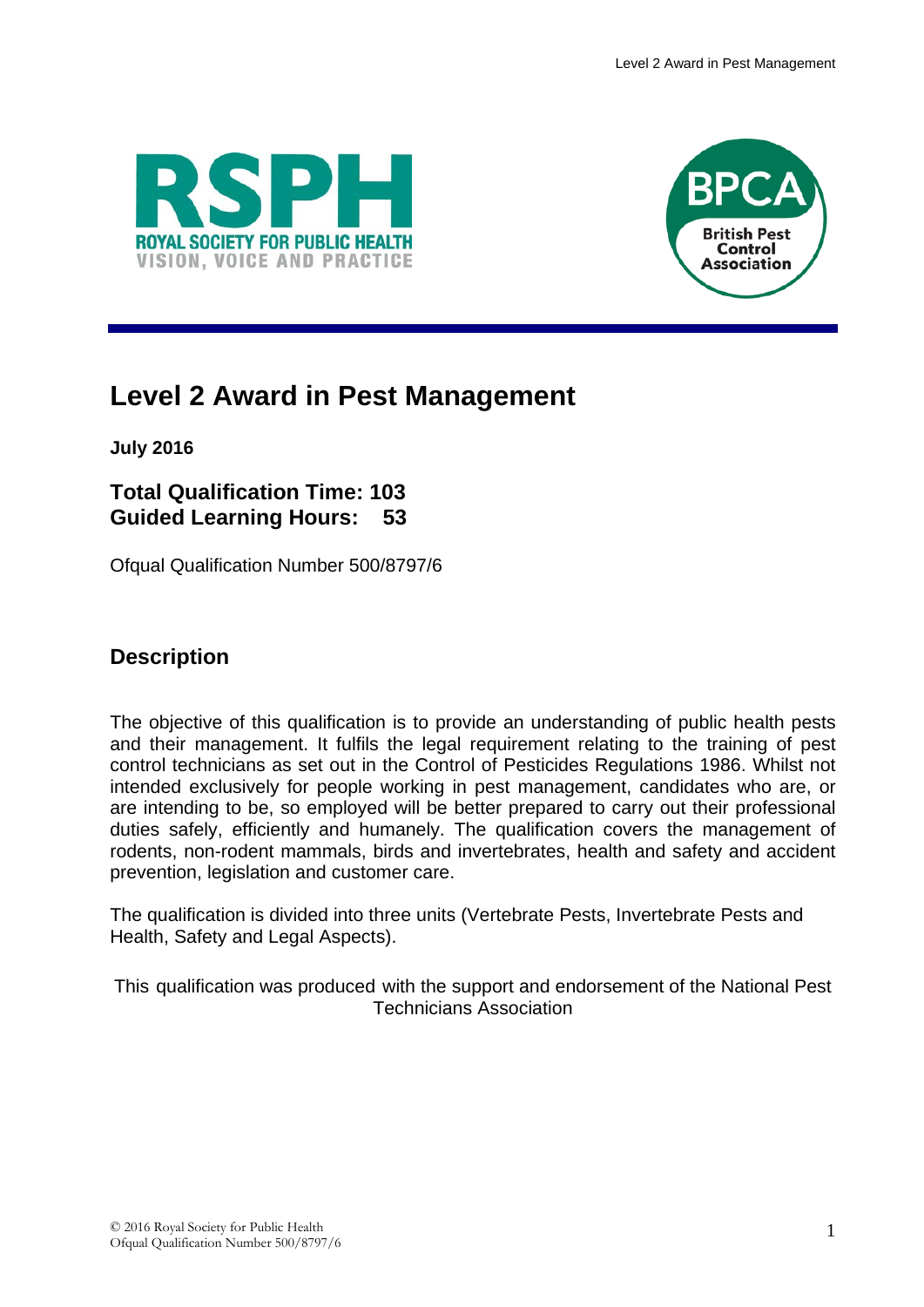# Level 2 Award in Pest Management

**July 2016**

**Total Qualification Time: 103**
**Guided Learning Hours: 53**

Ofqual Qualification Number 500/8797/6

## Description

The objective of this qualification is to provide an understanding of public health pests and their management. It fulfils the legal requirement relating to the training of pest control technicians as set out in the Control of Pesticides Regulations 1986. Whilst not intended exclusively for people working in pest management, candidates who are, or are intending to be, so employed will be better prepared to carry out their professional duties safely, efficiently and humanely. The qualification covers the management of rodents, non-rodent mammals, birds and invertebrates, health and safety and accident prevention, legislation and customer care.

The qualification is divided into three units (Vertebrate Pests, Invertebrate Pests and Health, Safety and Legal Aspects).

This qualification was produced with the support and endorsement of the National Pest Technicians Association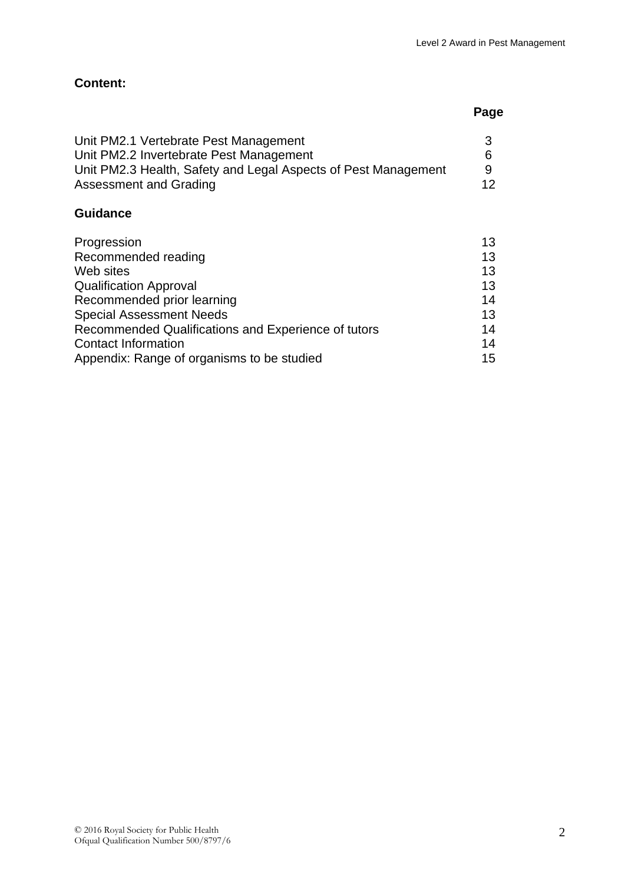**Content:**

| | Page |
|---|---|
| Unit PM2.1 Vertebrate Pest Management | 3 |
| Unit PM2.2 Invertebrate Pest Management | 6 |
| Unit PM2.3 Health, Safety and Legal Aspects of Pest Management | 9 |
| Assessment and Grading | 12 |

**Guidance**

| | |
|---|---|
| Progression | 13 |
| Recommended reading | 13 |
| Web sites | 13 |
| Qualification Approval | 13 |
| Recommended prior learning | 14 |
| Special Assessment Needs | 13 |
| Recommended Qualifications and Experience of tutors | 14 |
| Contact Information | 14 |
| Appendix: Range of organisms to be studied | 15 |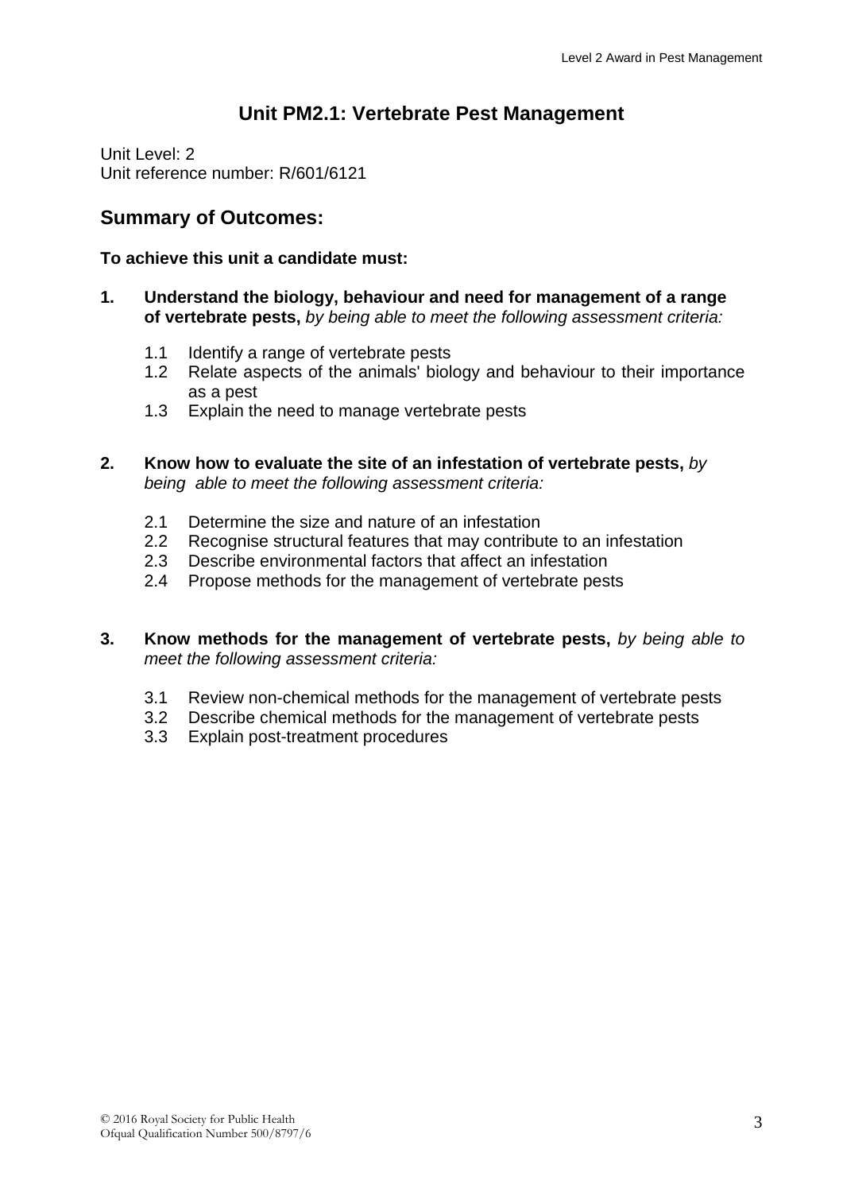## Unit PM2.1: Vertebrate Pest Management

Unit Level: 2
Unit reference number: R/601/6121

### Summary of Outcomes:

**To achieve this unit a candidate must:**

1. **Understand the biology, behaviour and need for management of a range of vertebrate pests,** *by being able to meet the following assessment criteria:*

   1.1 Identify a range of vertebrate pests
   1.2 Relate aspects of the animals' biology and behaviour to their importance as a pest
   1.3 Explain the need to manage vertebrate pests

2. **Know how to evaluate the site of an infestation of vertebrate pests,** *by being able to meet the following assessment criteria:*

   2.1 Determine the size and nature of an infestation
   2.2 Recognise structural features that may contribute to an infestation
   2.3 Describe environmental factors that affect an infestation
   2.4 Propose methods for the management of vertebrate pests

3. **Know methods for the management of vertebrate pests,** *by being able to meet the following assessment criteria:*

   3.1 Review non-chemical methods for the management of vertebrate pests
   3.2 Describe chemical methods for the management of vertebrate pests
   3.3 Explain post-treatment procedures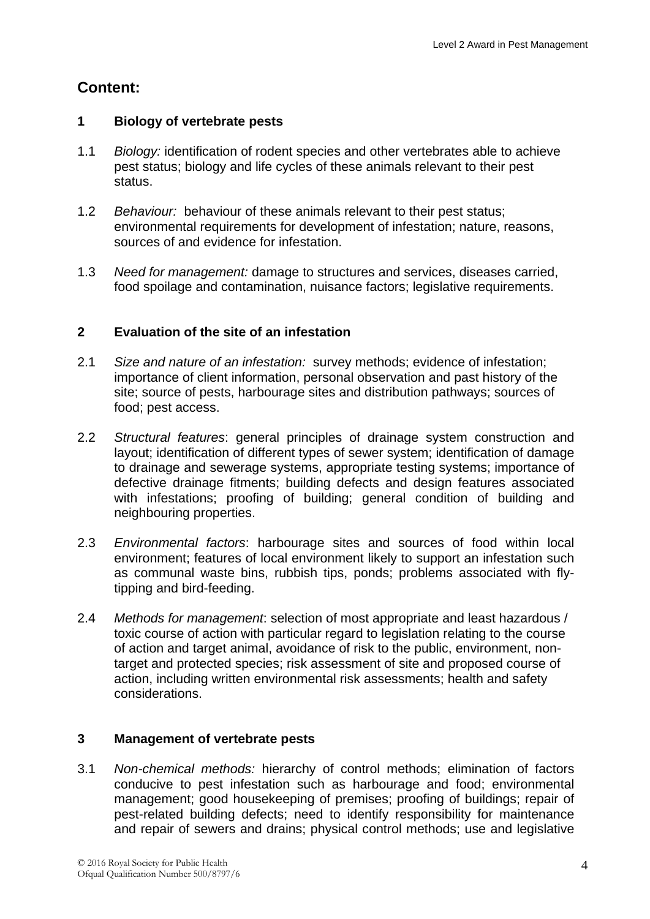## Content:

### 1 Biology of vertebrate pests

1.1 *Biology:* identification of rodent species and other vertebrates able to achieve pest status; biology and life cycles of these animals relevant to their pest status.

1.2 *Behaviour:* behaviour of these animals relevant to their pest status; environmental requirements for development of infestation; nature, reasons, sources of and evidence for infestation.

1.3 *Need for management:* damage to structures and services, diseases carried, food spoilage and contamination, nuisance factors; legislative requirements.

### 2 Evaluation of the site of an infestation

2.1 *Size and nature of an infestation:* survey methods; evidence of infestation; importance of client information, personal observation and past history of the site; source of pests, harbourage sites and distribution pathways; sources of food; pest access.

2.2 *Structural features*: general principles of drainage system construction and layout; identification of different types of sewer system; identification of damage to drainage and sewerage systems, appropriate testing systems; importance of defective drainage fitments; building defects and design features associated with infestations; proofing of building; general condition of building and neighbouring properties.

2.3 *Environmental factors*: harbourage sites and sources of food within local environment; features of local environment likely to support an infestation such as communal waste bins, rubbish tips, ponds; problems associated with fly-tipping and bird-feeding.

2.4 *Methods for management*: selection of most appropriate and least hazardous / toxic course of action with particular regard to legislation relating to the course of action and target animal, avoidance of risk to the public, environment, non-target and protected species; risk assessment of site and proposed course of action, including written environmental risk assessments; health and safety considerations.

### 3 Management of vertebrate pests

3.1 *Non-chemical methods:* hierarchy of control methods; elimination of factors conducive to pest infestation such as harbourage and food; environmental management; good housekeeping of premises; proofing of buildings; repair of pest-related building defects; need to identify responsibility for maintenance and repair of sewers and drains; physical control methods; use and legislative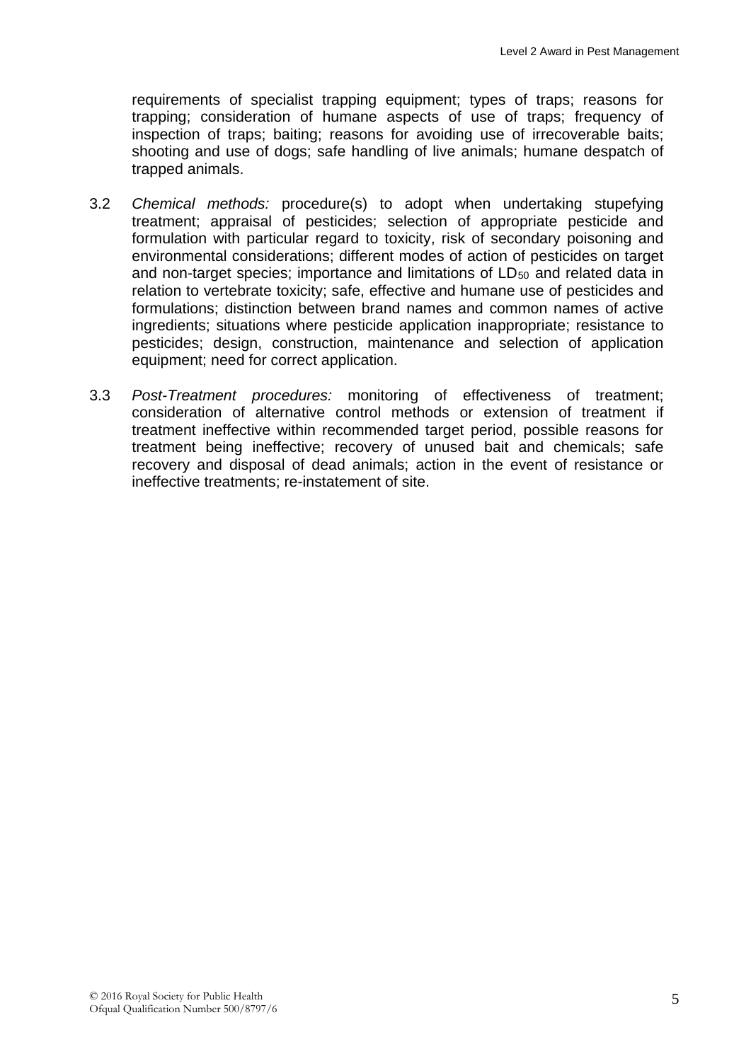requirements of specialist trapping equipment; types of traps; reasons for trapping; consideration of humane aspects of use of traps; frequency of inspection of traps; baiting; reasons for avoiding use of irrecoverable baits; shooting and use of dogs; safe handling of live animals; humane despatch of trapped animals.

3.2 *Chemical methods:* procedure(s) to adopt when undertaking stupefying treatment; appraisal of pesticides; selection of appropriate pesticide and formulation with particular regard to toxicity, risk of secondary poisoning and environmental considerations; different modes of action of pesticides on target and non-target species; importance and limitations of $LD_{50}$ and related data in relation to vertebrate toxicity; safe, effective and humane use of pesticides and formulations; distinction between brand names and common names of active ingredients; situations where pesticide application inappropriate; resistance to pesticides; design, construction, maintenance and selection of application equipment; need for correct application.

3.3 *Post-Treatment procedures:* monitoring of effectiveness of treatment; consideration of alternative control methods or extension of treatment if treatment ineffective within recommended target period, possible reasons for treatment being ineffective; recovery of unused bait and chemicals; safe recovery and disposal of dead animals; action in the event of resistance or ineffective treatments; re-instatement of site.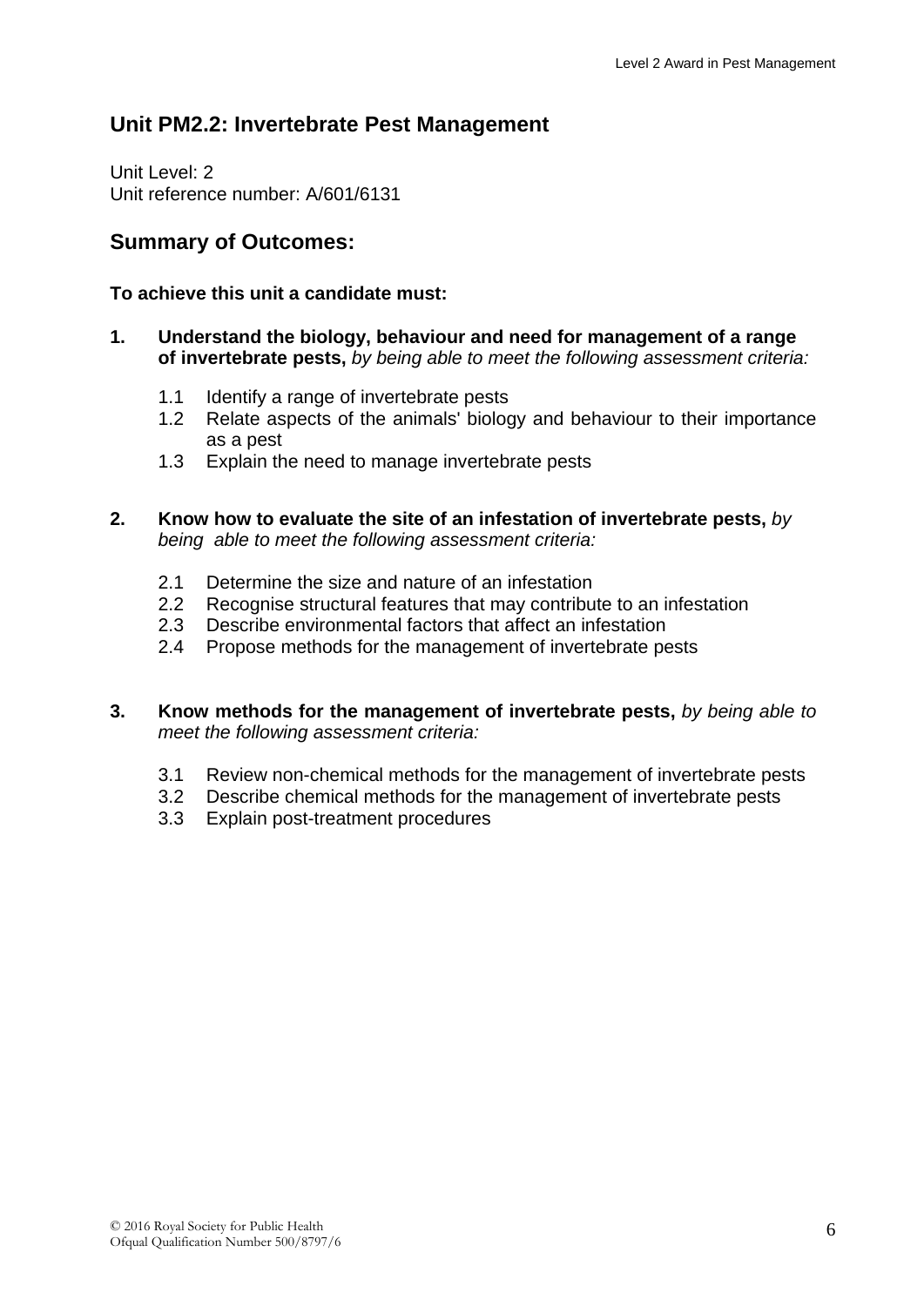## Unit PM2.2: Invertebrate Pest Management

Unit Level: 2
Unit reference number: A/601/6131

## Summary of Outcomes:

**To achieve this unit a candidate must:**

1. **Understand the biology, behaviour and need for management of a range of invertebrate pests,** *by being able to meet the following assessment criteria:*

   1.1 Identify a range of invertebrate pests
   1.2 Relate aspects of the animals' biology and behaviour to their importance as a pest
   1.3 Explain the need to manage invertebrate pests

2. **Know how to evaluate the site of an infestation of invertebrate pests,** *by being able to meet the following assessment criteria:*

   2.1 Determine the size and nature of an infestation
   2.2 Recognise structural features that may contribute to an infestation
   2.3 Describe environmental factors that affect an infestation
   2.4 Propose methods for the management of invertebrate pests

3. **Know methods for the management of invertebrate pests,** *by being able to meet the following assessment criteria:*

   3.1 Review non-chemical methods for the management of invertebrate pests
   3.2 Describe chemical methods for the management of invertebrate pests
   3.3 Explain post-treatment procedures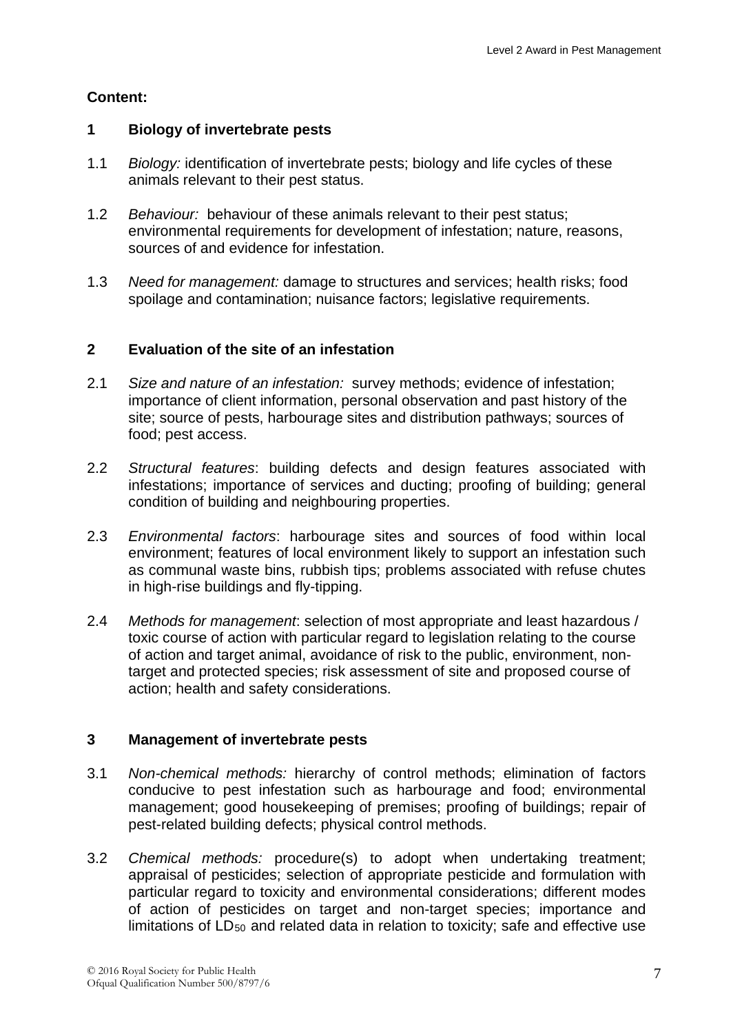**Content:**

## 1 Biology of invertebrate pests

1.1 *Biology:* identification of invertebrate pests; biology and life cycles of these animals relevant to their pest status.

1.2 *Behaviour:* behaviour of these animals relevant to their pest status; environmental requirements for development of infestation; nature, reasons, sources of and evidence for infestation.

1.3 *Need for management:* damage to structures and services; health risks; food spoilage and contamination; nuisance factors; legislative requirements.

## 2 Evaluation of the site of an infestation

2.1 *Size and nature of an infestation:* survey methods; evidence of infestation; importance of client information, personal observation and past history of the site; source of pests, harbourage sites and distribution pathways; sources of food; pest access.

2.2 *Structural features*: building defects and design features associated with infestations; importance of services and ducting; proofing of building; general condition of building and neighbouring properties.

2.3 *Environmental factors*: harbourage sites and sources of food within local environment; features of local environment likely to support an infestation such as communal waste bins, rubbish tips; problems associated with refuse chutes in high-rise buildings and fly-tipping.

2.4 *Methods for management*: selection of most appropriate and least hazardous / toxic course of action with particular regard to legislation relating to the course of action and target animal, avoidance of risk to the public, environment, non-target and protected species; risk assessment of site and proposed course of action; health and safety considerations.

## 3 Management of invertebrate pests

3.1 *Non-chemical methods:* hierarchy of control methods; elimination of factors conducive to pest infestation such as harbourage and food; environmental management; good housekeeping of premises; proofing of buildings; repair of pest-related building defects; physical control methods.

3.2 *Chemical methods:* procedure(s) to adopt when undertaking treatment; appraisal of pesticides; selection of appropriate pesticide and formulation with particular regard to toxicity and environmental considerations; different modes of action of pesticides on target and non-target species; importance and limitations of $LD_{50}$ and related data in relation to toxicity; safe and effective use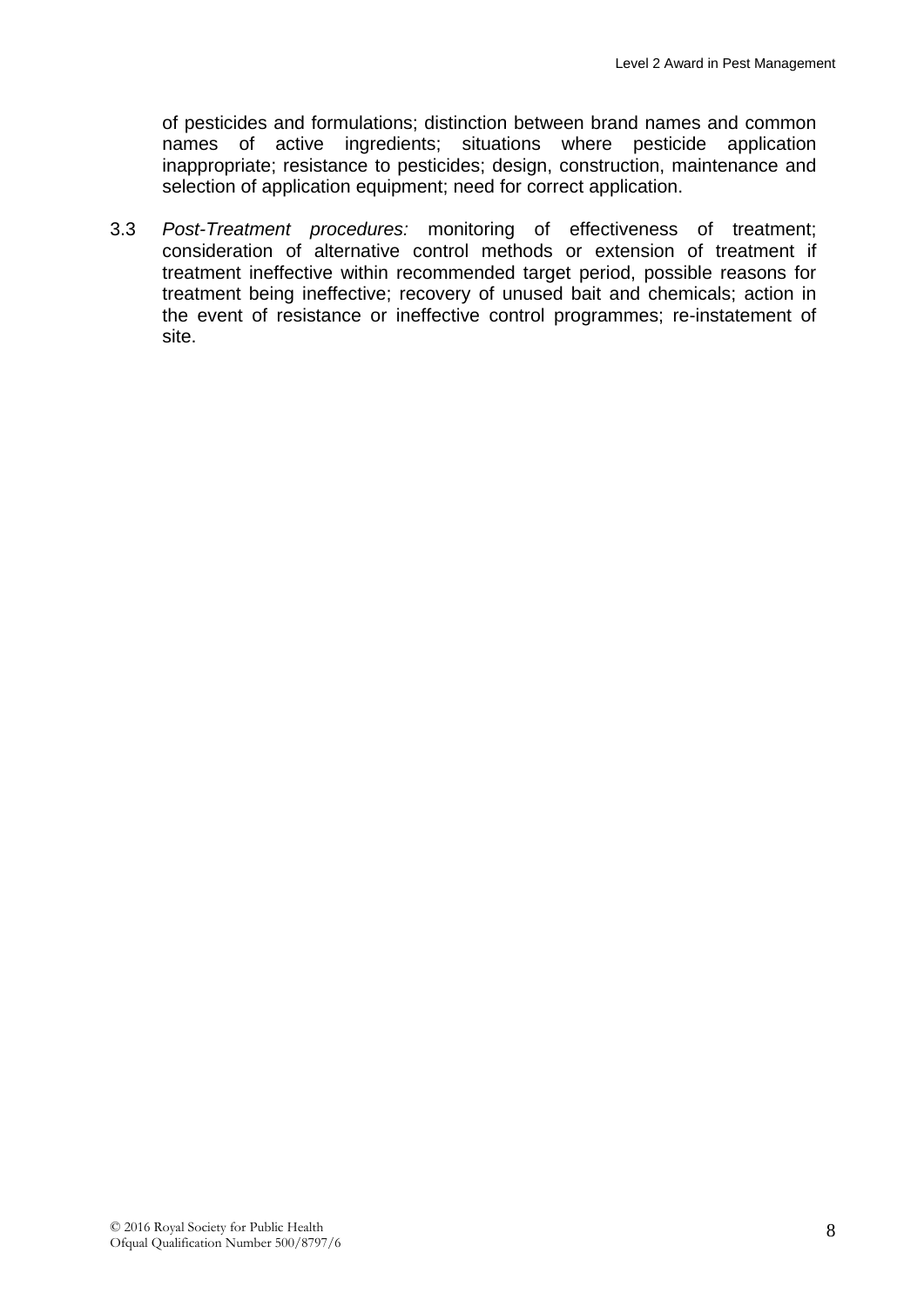of pesticides and formulations; distinction between brand names and common names of active ingredients; situations where pesticide application inappropriate; resistance to pesticides; design, construction, maintenance and selection of application equipment; need for correct application.

3.3 *Post-Treatment procedures:* monitoring of effectiveness of treatment; consideration of alternative control methods or extension of treatment if treatment ineffective within recommended target period, possible reasons for treatment being ineffective; recovery of unused bait and chemicals; action in the event of resistance or ineffective control programmes; re-instatement of site.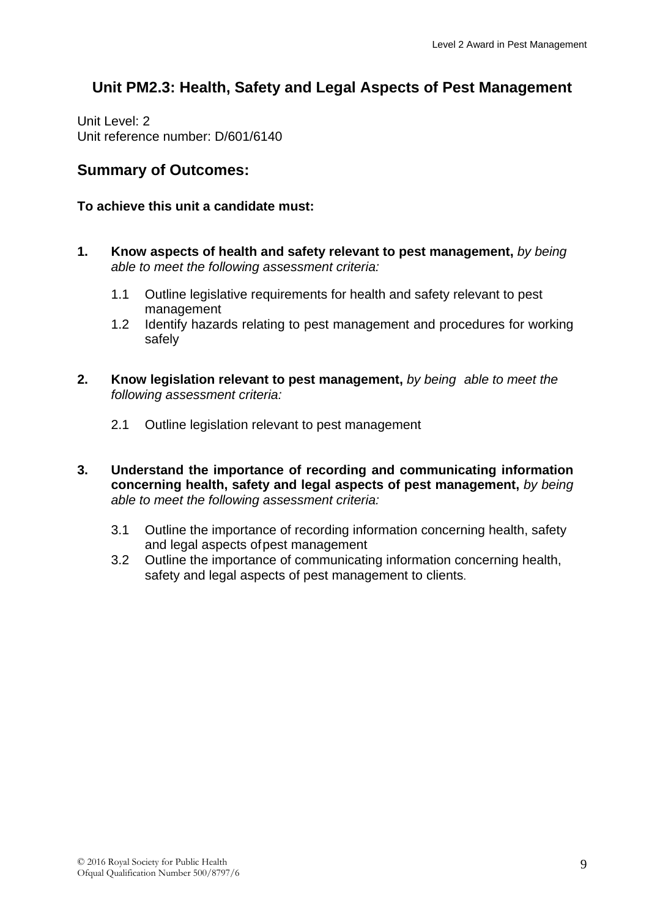## Unit PM2.3: Health, Safety and Legal Aspects of Pest Management

Unit Level: 2
Unit reference number: D/601/6140

### Summary of Outcomes:

**To achieve this unit a candidate must:**

1. **Know aspects of health and safety relevant to pest management,** *by being able to meet the following assessment criteria:*

   1.1 Outline legislative requirements for health and safety relevant to pest management
   
   1.2 Identify hazards relating to pest management and procedures for working safely

2. **Know legislation relevant to pest management,** *by being able to meet the following assessment criteria:*

   2.1 Outline legislation relevant to pest management

3. **Understand the importance of recording and communicating information concerning health, safety and legal aspects of pest management,** *by being able to meet the following assessment criteria:*

   3.1 Outline the importance of recording information concerning health, safety and legal aspects of pest management
   
   3.2 Outline the importance of communicating information concerning health, safety and legal aspects of pest management to clients.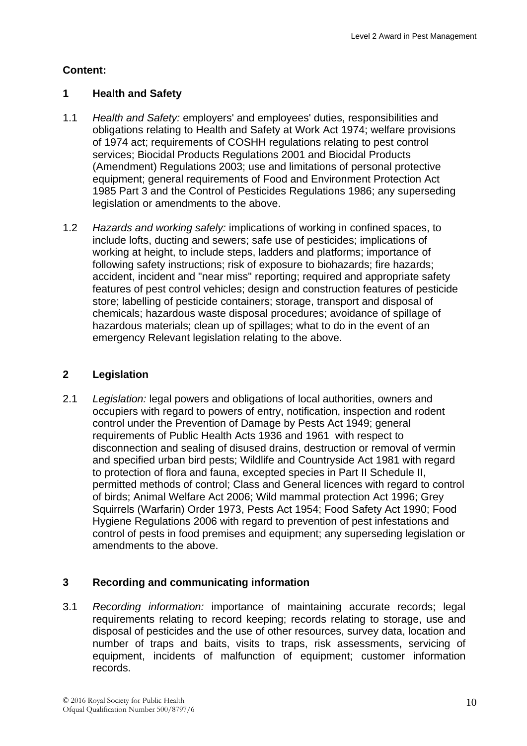**Content:**

## 1 Health and Safety

1.1 *Health and Safety:* employers' and employees' duties, responsibilities and obligations relating to Health and Safety at Work Act 1974; welfare provisions of 1974 act; requirements of COSHH regulations relating to pest control services; Biocidal Products Regulations 2001 and Biocidal Products (Amendment) Regulations 2003; use and limitations of personal protective equipment; general requirements of Food and Environment Protection Act 1985 Part 3 and the Control of Pesticides Regulations 1986; any superseding legislation or amendments to the above.

1.2 *Hazards and working safely:* implications of working in confined spaces, to include lofts, ducting and sewers; safe use of pesticides; implications of working at height, to include steps, ladders and platforms; importance of following safety instructions; risk of exposure to biohazards; fire hazards; accident, incident and "near miss" reporting; required and appropriate safety features of pest control vehicles; design and construction features of pesticide store; labelling of pesticide containers; storage, transport and disposal of chemicals; hazardous waste disposal procedures; avoidance of spillage of hazardous materials; clean up of spillages; what to do in the event of an emergency Relevant legislation relating to the above.

## 2 Legislation

2.1 *Legislation:* legal powers and obligations of local authorities, owners and occupiers with regard to powers of entry, notification, inspection and rodent control under the Prevention of Damage by Pests Act 1949; general requirements of Public Health Acts 1936 and 1961 with respect to disconnection and sealing of disused drains, destruction or removal of vermin and specified urban bird pests; Wildlife and Countryside Act 1981 with regard to protection of flora and fauna, excepted species in Part II Schedule II, permitted methods of control; Class and General licences with regard to control of birds; Animal Welfare Act 2006; Wild mammal protection Act 1996; Grey Squirrels (Warfarin) Order 1973, Pests Act 1954; Food Safety Act 1990; Food Hygiene Regulations 2006 with regard to prevention of pest infestations and control of pests in food premises and equipment; any superseding legislation or amendments to the above.

## 3 Recording and communicating information

3.1 *Recording information:* importance of maintaining accurate records; legal requirements relating to record keeping; records relating to storage, use and disposal of pesticides and the use of other resources, survey data, location and number of traps and baits, visits to traps, risk assessments, servicing of equipment, incidents of malfunction of equipment; customer information records.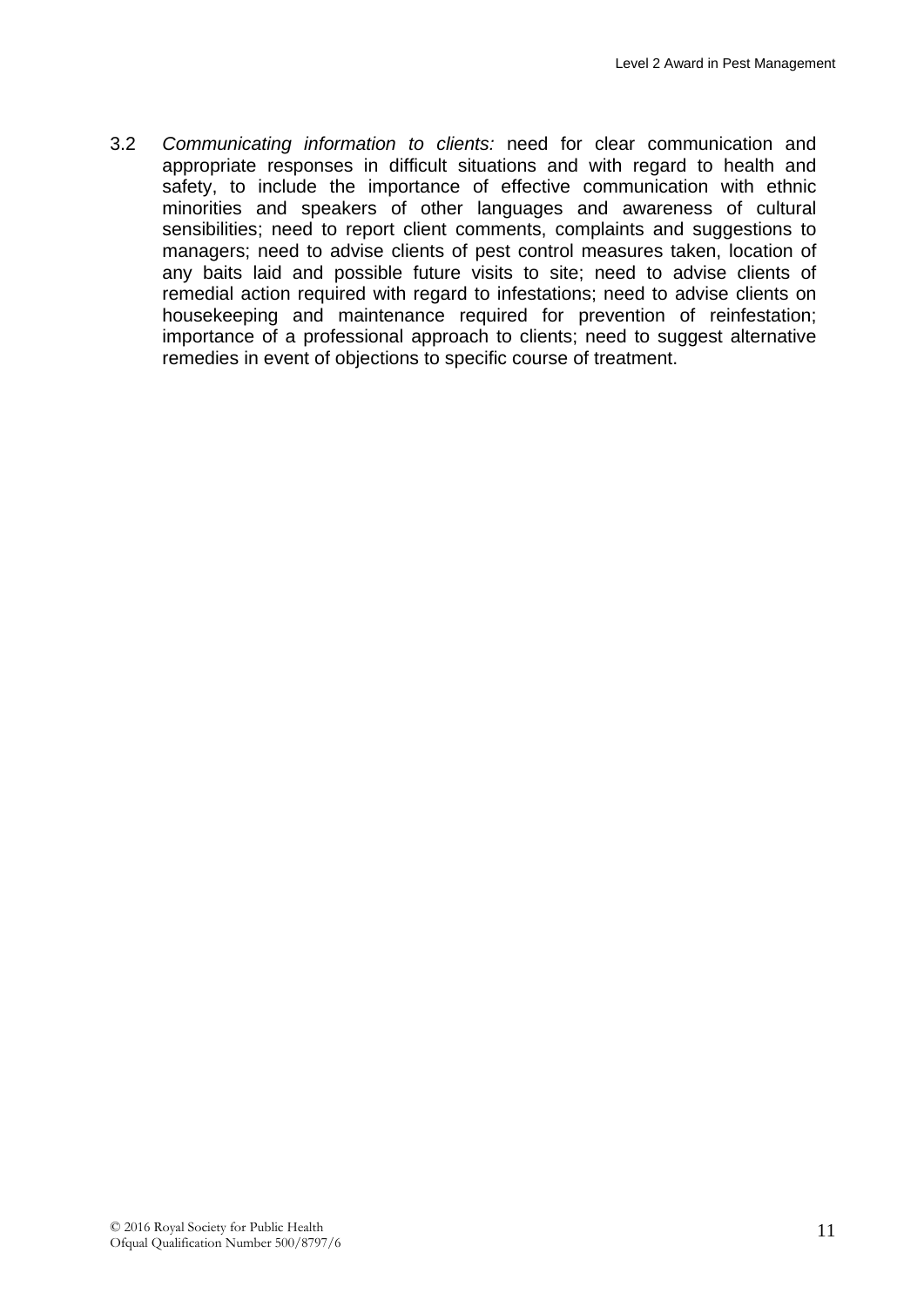3.2 *Communicating information to clients:* need for clear communication and appropriate responses in difficult situations and with regard to health and safety, to include the importance of effective communication with ethnic minorities and speakers of other languages and awareness of cultural sensibilities; need to report client comments, complaints and suggestions to managers; need to advise clients of pest control measures taken, location of any baits laid and possible future visits to site; need to advise clients of remedial action required with regard to infestations; need to advise clients on housekeeping and maintenance required for prevention of reinfestation; importance of a professional approach to clients; need to suggest alternative remedies in event of objections to specific course of treatment.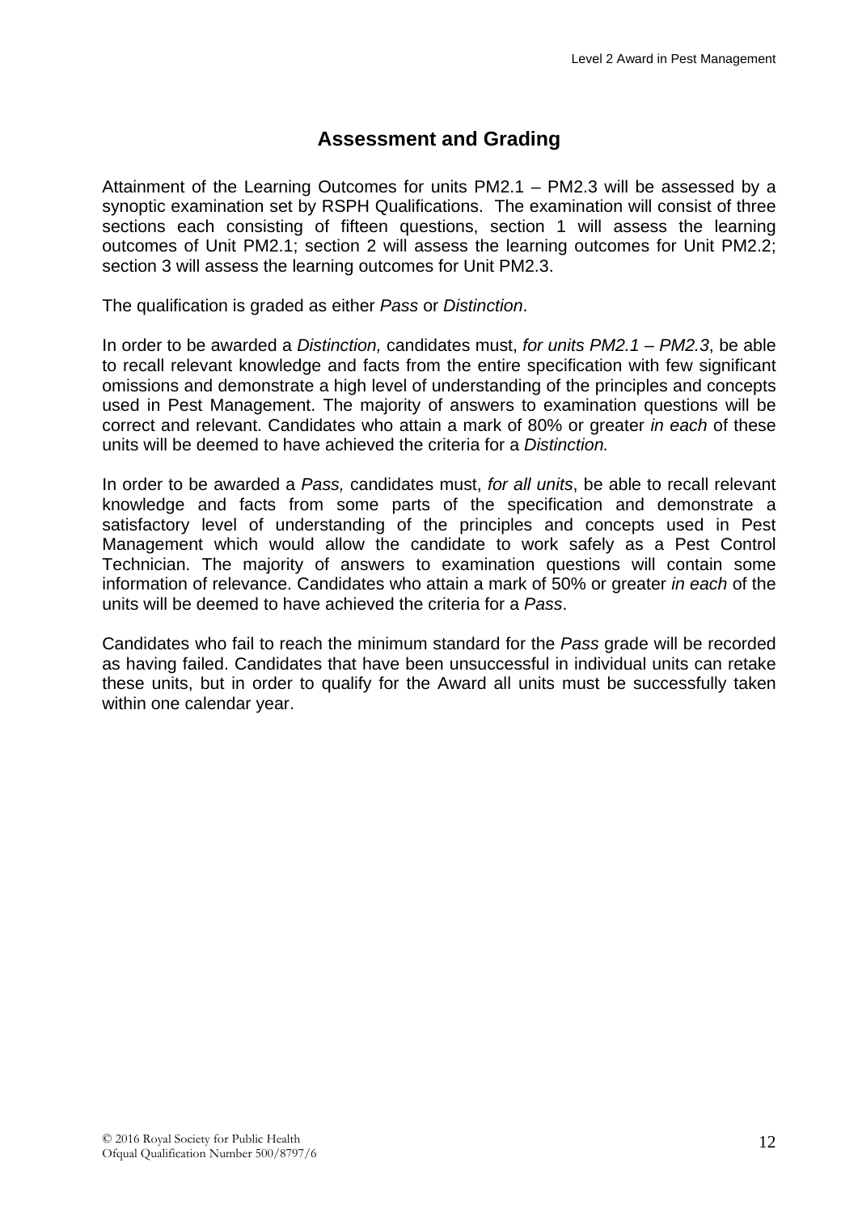## Assessment and Grading

Attainment of the Learning Outcomes for units PM2.1 – PM2.3 will be assessed by a synoptic examination set by RSPH Qualifications. The examination will consist of three sections each consisting of fifteen questions, section 1 will assess the learning outcomes of Unit PM2.1; section 2 will assess the learning outcomes for Unit PM2.2; section 3 will assess the learning outcomes for Unit PM2.3.

The qualification is graded as either *Pass* or *Distinction*.

In order to be awarded a *Distinction,* candidates must, *for units PM2.1 – PM2.3*, be able to recall relevant knowledge and facts from the entire specification with few significant omissions and demonstrate a high level of understanding of the principles and concepts used in Pest Management. The majority of answers to examination questions will be correct and relevant. Candidates who attain a mark of 80% or greater *in each* of these units will be deemed to have achieved the criteria for a *Distinction.*

In order to be awarded a *Pass,* candidates must, *for all units*, be able to recall relevant knowledge and facts from some parts of the specification and demonstrate a satisfactory level of understanding of the principles and concepts used in Pest Management which would allow the candidate to work safely as a Pest Control Technician. The majority of answers to examination questions will contain some information of relevance. Candidates who attain a mark of 50% or greater *in each* of the units will be deemed to have achieved the criteria for a *Pass*.

Candidates who fail to reach the minimum standard for the *Pass* grade will be recorded as having failed. Candidates that have been unsuccessful in individual units can retake these units, but in order to qualify for the Award all units must be successfully taken within one calendar year.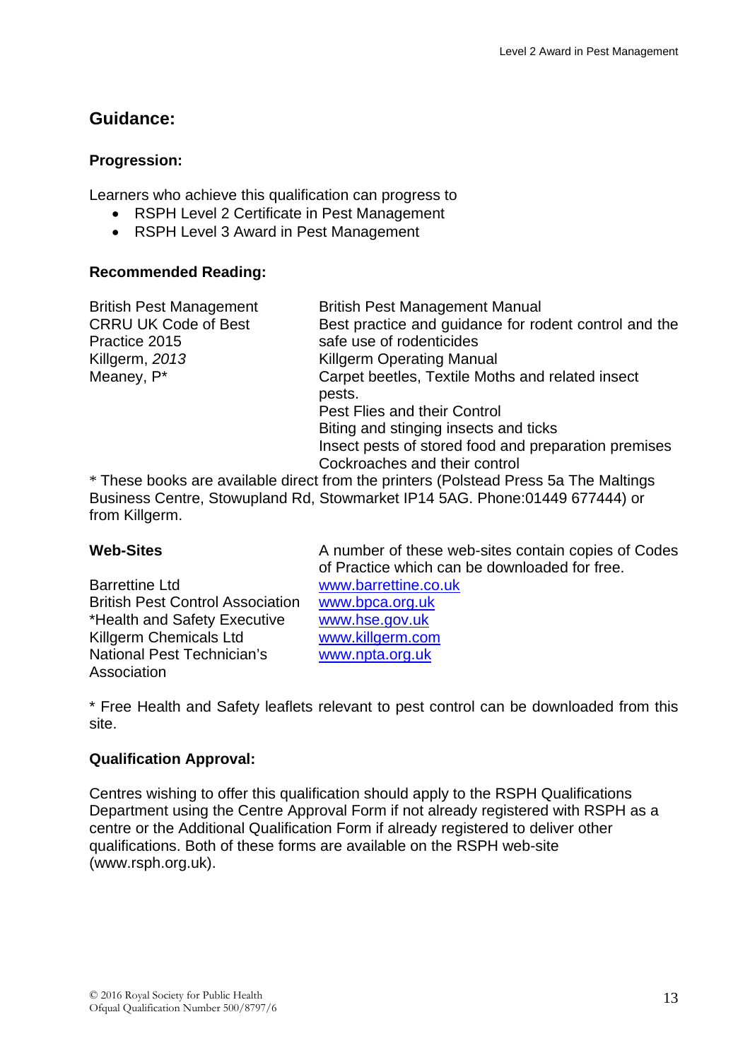## Guidance:

### Progression:

Learners who achieve this qualification can progress to

- RSPH Level 2 Certificate in Pest Management
- RSPH Level 3 Award in Pest Management

### Recommended Reading:

| | |
|---|---|
| British Pest Management | British Pest Management Manual |
| CRRU UK Code of Best Practice 2015 | Best practice and guidance for rodent control and the safe use of rodenticides |
| Killgerm, *2013* | Killgerm Operating Manual |
| Meaney, P* | Carpet beetles, Textile Moths and related insect pests. |
| | Pest Flies and their Control |
| | Biting and stinging insects and ticks |
| | Insect pests of stored food and preparation premises |
| | Cockroaches and their control |

* These books are available direct from the printers (Polstead Press 5a The Maltings Business Centre, Stowupland Rd, Stowmarket IP14 5AG. Phone:01449 677444) or from Killgerm.

| **Web-Sites** | A number of these web-sites contain copies of Codes of Practice which can be downloaded for free. |
|---|---|
| Barrettine Ltd | www.barrettine.co.uk |
| British Pest Control Association | www.bpca.org.uk |
| *Health and Safety Executive | www.hse.gov.uk |
| Killgerm Chemicals Ltd | www.killgerm.com |
| National Pest Technician's Association | www.npta.org.uk |

* Free Health and Safety leaflets relevant to pest control can be downloaded from this site.

### Qualification Approval:

Centres wishing to offer this qualification should apply to the RSPH Qualifications Department using the Centre Approval Form if not already registered with RSPH as a centre or the Additional Qualification Form if already registered to deliver other qualifications. Both of these forms are available on the RSPH web-site (www.rsph.org.uk).

© 2016 Royal Society for Public Health
Ofqual Qualification Number 500/8797/6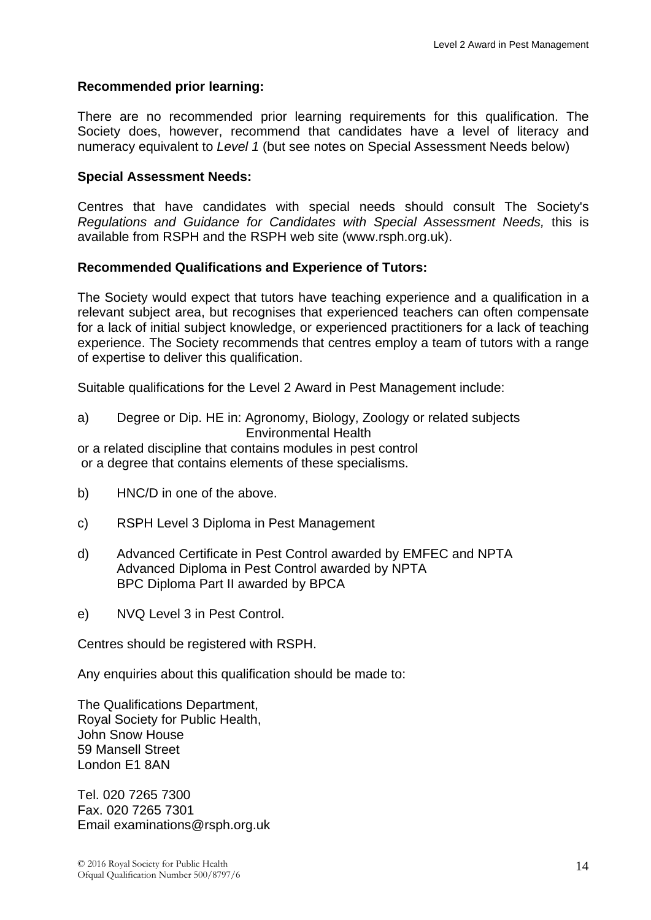**Recommended prior learning:**

There are no recommended prior learning requirements for this qualification. The Society does, however, recommend that candidates have a level of literacy and numeracy equivalent to *Level 1* (but see notes on Special Assessment Needs below)

**Special Assessment Needs:**

Centres that have candidates with special needs should consult The Society's *Regulations and Guidance for Candidates with Special Assessment Needs,* this is available from RSPH and the RSPH web site (www.rsph.org.uk).

**Recommended Qualifications and Experience of Tutors:**

The Society would expect that tutors have teaching experience and a qualification in a relevant subject area, but recognises that experienced teachers can often compensate for a lack of initial subject knowledge, or experienced practitioners for a lack of teaching experience. The Society recommends that centres employ a team of tutors with a range of expertise to deliver this qualification.

Suitable qualifications for the Level 2 Award in Pest Management include:

a) Degree or Dip. HE in: Agronomy, Biology, Zoology or related subjects
   Environmental Health

or a related discipline that contains modules in pest control
or a degree that contains elements of these specialisms.

b) HNC/D in one of the above.

c) RSPH Level 3 Diploma in Pest Management

d) Advanced Certificate in Pest Control awarded by EMFEC and NPTA
   Advanced Diploma in Pest Control awarded by NPTA
   BPC Diploma Part II awarded by BPCA

e) NVQ Level 3 in Pest Control.

Centres should be registered with RSPH.

Any enquiries about this qualification should be made to:

The Qualifications Department,
Royal Society for Public Health,
John Snow House
59 Mansell Street
London E1 8AN

Tel. 020 7265 7300
Fax. 020 7265 7301
Email examinations@rsph.org.uk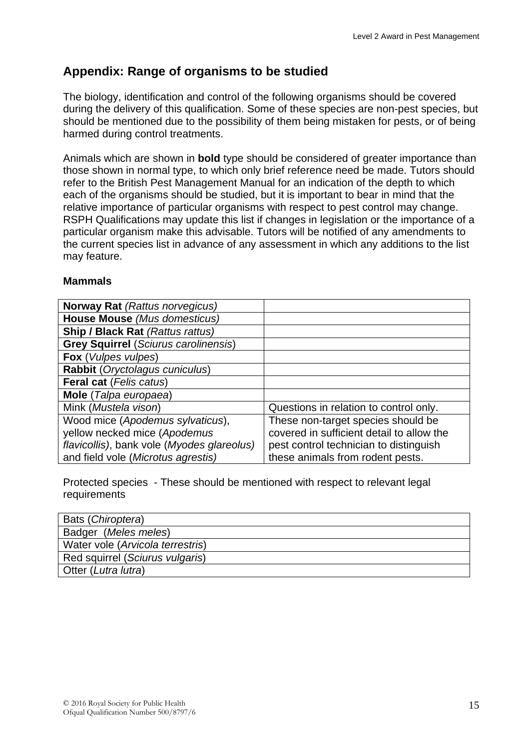## Appendix: Range of organisms to be studied

The biology, identification and control of the following organisms should be covered during the delivery of this qualification. Some of these species are non-pest species, but should be mentioned due to the possibility of them being mistaken for pests, or of being harmed during control treatments.

Animals which are shown in **bold** type should be considered of greater importance than those shown in normal type, to which only brief reference need be made. Tutors should refer to the British Pest Management Manual for an indication of the depth to which each of the organisms should be studied, but it is important to bear in mind that the relative importance of particular organisms with respect to pest control may change. RSPH Qualifications may update this list if changes in legislation or the importance of a particular organism make this advisable. Tutors will be notified of any amendments to the current species list in advance of any assessment in which any additions to the list may feature.

**Mammals**

| | |
|---|---|
| **Norway Rat** *(Rattus norvegicus)* | |
| **House Mouse** *(Mus domesticus)* | |
| **Ship / Black Rat** *(Rattus rattus)* | |
| **Grey Squirrel** (*Sciurus carolinensis*) | |
| **Fox** (*Vulpes vulpes*) | |
| **Rabbit** (*Oryctolagus cuniculus*) | |
| **Feral cat** (*Felis catus*) | |
| **Mole** (*Talpa europaea*) | |
| Mink (*Mustela vison*) | Questions in relation to control only. |
| Wood mice (*Apodemus sylvaticus*), yellow necked mice (*Apodemus flavicollis)*, bank vole (*Myodes glareolus)* and field vole (*Microtus agrestis)* | These non-target species should be covered in sufficient detail to allow the pest control technician to distinguish these animals from rodent pests. |

Protected species - These should be mentioned with respect to relevant legal requirements

| |
|---|
| Bats (*Chiroptera*) |
| Badger (*Meles meles*) |
| Water vole (*Arvicola terrestris*) |
| Red squirrel (*Sciurus vulgaris*) |
| Otter (*Lutra lutra*) |

© 2016 Royal Society for Public Health
Ofqual Qualification Number 500/8797/6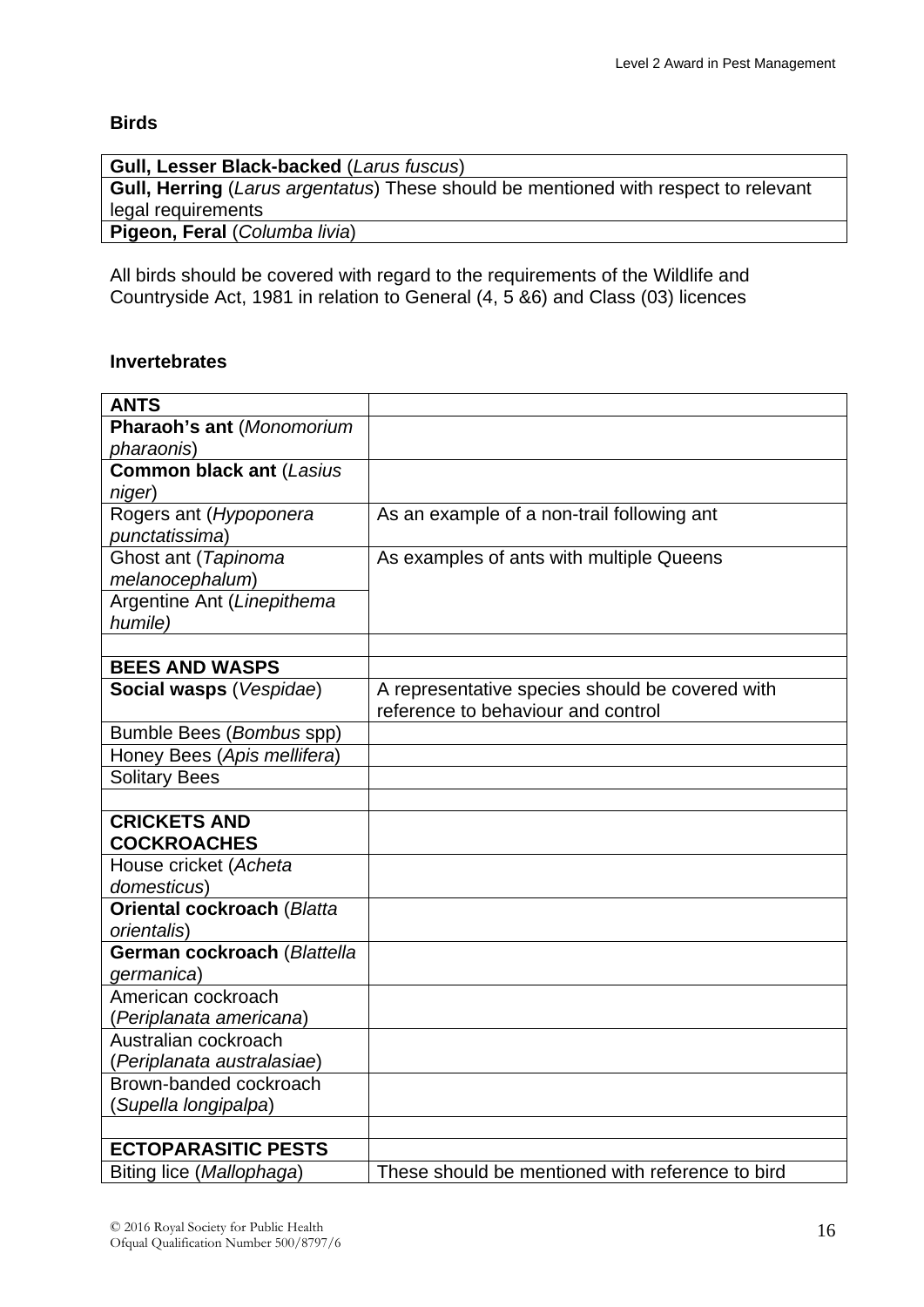**Birds**

| **Gull, Lesser Black-backed** (*Larus fuscus*) |
|---|
| **Gull, Herring** (*Larus argentatus*) These should be mentioned with respect to relevant legal requirements |
| **Pigeon, Feral** (*Columba livia*) |

All birds should be covered with regard to the requirements of the Wildlife and Countryside Act, 1981 in relation to General (4, 5 &6) and Class (03) licences

**Invertebrates**

| **ANTS** | |
|---|---|
| **Pharaoh's ant** (*Monomorium pharaonis*) | |
| **Common black ant** (*Lasius niger*) | |
| Rogers ant (*Hypoponera punctatissima*) | As an example of a non-trail following ant |
| Ghost ant (*Tapinoma melanocephalum*) | As examples of ants with multiple Queens |
| Argentine Ant (*Linepithema humile)* | |
| | |
| **BEES AND WASPS** | |
| **Social wasps** (*Vespidae*) | A representative species should be covered with reference to behaviour and control |
| Bumble Bees (*Bombus* spp) | |
| Honey Bees (*Apis mellifera*) | |
| Solitary Bees | |
| | |
| **CRICKETS AND COCKROACHES** | |
| House cricket (*Acheta domesticus*) | |
| **Oriental cockroach** (*Blatta orientalis*) | |
| **German cockroach** (*Blattella germanica*) | |
| American cockroach (*Periplanata americana*) | |
| Australian cockroach (*Periplanata australasiae*) | |
| Brown-banded cockroach (*Supella longipalpa*) | |
| | |
| **ECTOPARASITIC PESTS** | |
| Biting lice (*Mallophaga*) | These should be mentioned with reference to bird |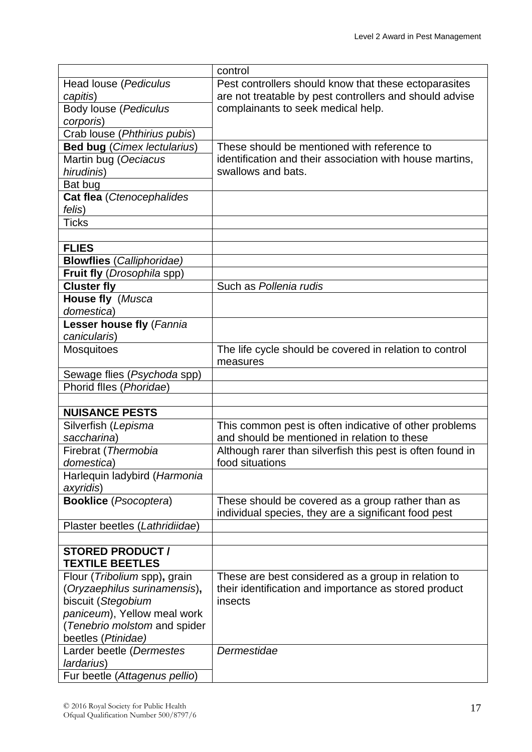| | |
|---|---|
| | control |
| Head louse (*Pediculus capitis*) | Pest controllers should know that these ectoparasites are not treatable by pest controllers and should advise complainants to seek medical help. |
| Body louse (*Pediculus corporis*) | |
| Crab louse (*Phthirius pubis*) | |
| **Bed bug** (*Cimex lectularius*) | These should be mentioned with reference to identification and their association with house martins, swallows and bats. |
| Martin bug (*Oeciacus hirudinis*) | |
| Bat bug | |
| **Cat flea** (*Ctenocephalides felis*) | |
| Ticks | |
| | |
| **FLIES** | |
| **Blowflies** (*Calliphoridae)* | |
| **Fruit fly** (*Drosophila* spp) | |
| **Cluster fly** | Such as *Pollenia rudis* |
| **House fly** (*Musca domestica*) | |
| **Lesser house fly** (*Fannia canicularis*) | |
| Mosquitoes | The life cycle should be covered in relation to control measures |
| Sewage flies (*Psychoda* spp) | |
| Phorid flIes (*Phoridae*) | |
| | |
| **NUISANCE PESTS** | |
| Silverfish (*Lepisma saccharina*) | This common pest is often indicative of other problems and should be mentioned in relation to these |
| Firebrat (*Thermobia domestica*) | Although rarer than silverfish this pest is often found in food situations |
| Harlequin ladybird (*Harmonia axyridis*) | |
| **Booklice** (*Psocoptera*) | These should be covered as a group rather than as individual species, they are a significant food pest |
| Plaster beetles (*Lathridiidae*) | |
| | |
| **STORED PRODUCT / TEXTILE BEETLES** | |
| Flour (*Tribolium* spp)**,** grain (*Oryzaephilus surinamensis*)**,** biscuit (*Stegobium paniceum*), Yellow meal work (*Tenebrio molstom* and spider beetles (*Ptinidae)* | These are best considered as a group in relation to their identification and importance as stored product insects |
| Larder beetle (*Dermestes lardarius*) | *Dermestidae* |
| Fur beetle (*Attagenus pellio*) | |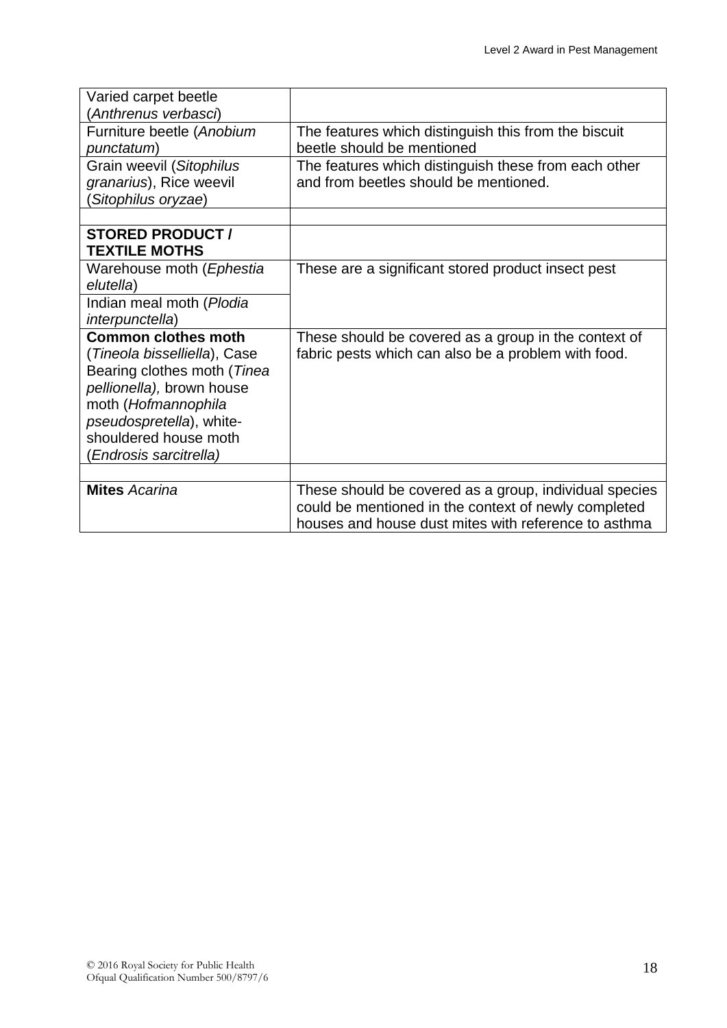| | |
|---|---|
| Varied carpet beetle (*Anthrenus verbasci*) | |
| Furniture beetle (*Anobium punctatum*) | The features which distinguish this from the biscuit beetle should be mentioned |
| Grain weevil (*Sitophilus granarius*), Rice weevil (*Sitophilus oryzae*) | The features which distinguish these from each other and from beetles should be mentioned. |
| | |
| **STORED PRODUCT / TEXTILE MOTHS** | |
| Warehouse moth (*Ephestia elutella*) | These are a significant stored product insect pest |
| Indian meal moth (*Plodia interpunctella*) | |
| **Common clothes moth** (*Tineola bisselliella*), Case Bearing clothes moth (*Tinea pellionella),* brown house moth (*Hofmannophila pseudospretella*), white-shouldered house moth (*Endrosis sarcitrella)* | These should be covered as a group in the context of fabric pests which can also be a problem with food. |
| | |
| **Mites** *Acarina* | These should be covered as a group, individual species could be mentioned in the context of newly completed houses and house dust mites with reference to asthma |

© 2016 Royal Society for Public Health
Ofqual Qualification Number 500/8797/6